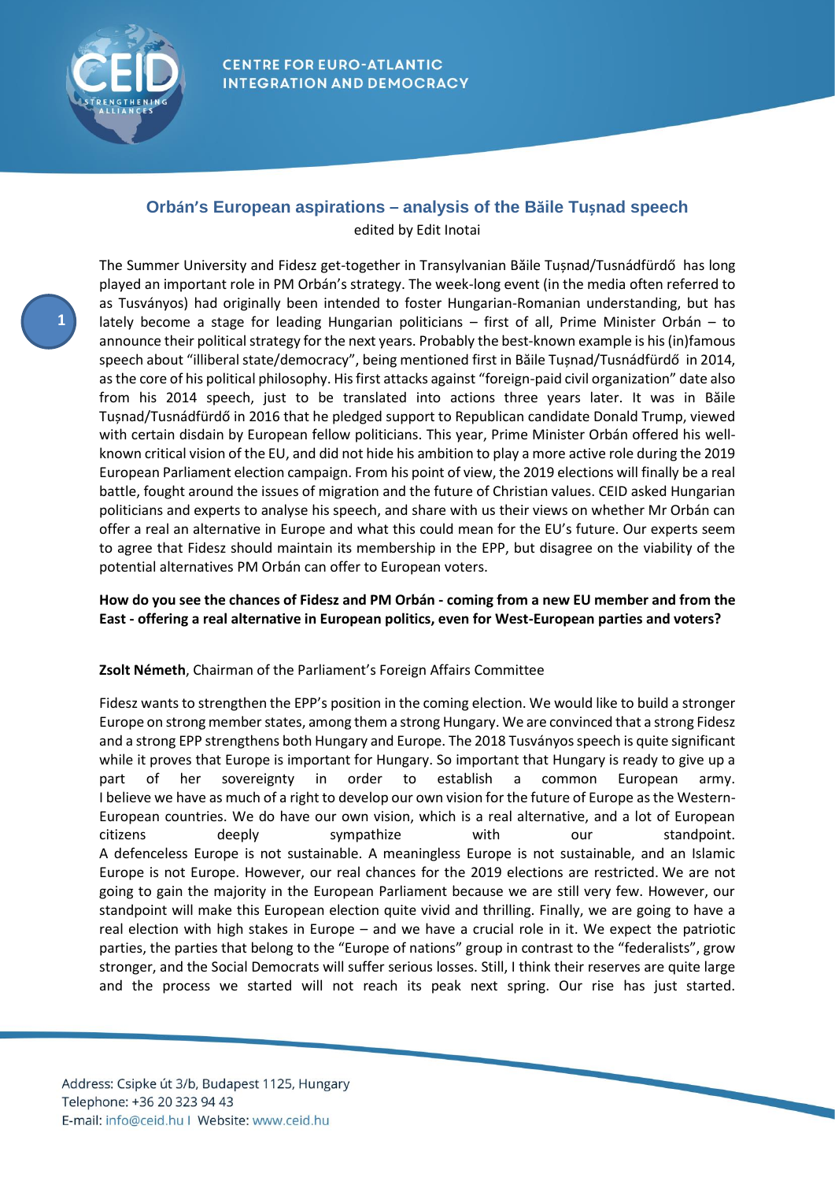## Orbán's European aspirations – analysis of the Băile Tușnad speech

edited by Edit Inotai

The Summer University and Fidesz get-together in Transylvanian Băile Tușnad/Tusnádfürdő has long played an important role in PM Orbán's strategy. The week-long event (in the media often referred to as Tusványos) had originally been intended to foster Hungarian-Romanian understanding, but has lately become a stage for leading Hungarian politicians – first of all, Prime Minister Orbán – to announce their political strategy for the next years. Probably the best-known example is his (in)famous speech about "illiberal state/democracy", being mentioned first in Băile Tușnad/Tusnádfürdő in 2014, as the core of his political philosophy. His first attacks against "foreign-paid civil organization" date also from his 2014 speech, just to be translated into actions three years later. It was in Băile Tușnad/Tusnádfürdő in 2016 that he pledged support to Republican candidate Donald Trump, viewed with certain disdain by European fellow politicians. This year, Prime Minister Orbán offered his well-known critical vision of the EU, and did not hide his ambition to play a more active role during the 2019 European Parliament election campaign. From his point of view, the 2019 elections will finally be a real battle, fought around the issues of migration and the future of Christian values. CEID asked Hungarian politicians and experts to analyse his speech, and share with us their views on whether Mr Orbán can offer a real an alternative in Europe and what this could mean for the EU's future. Our experts seem to agree that Fidesz should maintain its membership in the EPP, but disagree on the viability of the potential alternatives PM Orbán can offer to European voters.

**How do you see the chances of Fidesz and PM Orbán - coming from a new EU member and from the East - offering a real alternative in European politics, even for West-European parties and voters?**

**Zsolt Németh**, Chairman of the Parliament's Foreign Affairs Committee

Fidesz wants to strengthen the EPP's position in the coming election. We would like to build a stronger Europe on strong member states, among them a strong Hungary. We are convinced that a strong Fidesz and a strong EPP strengthens both Hungary and Europe. The 2018 Tusványos speech is quite significant while it proves that Europe is important for Hungary. So important that Hungary is ready to give up a part of her sovereignty in order to establish a common European army.
I believe we have as much of a right to develop our own vision for the future of Europe as the Western-European countries. We do have our own vision, which is a real alternative, and a lot of European citizens deeply sympathize with our standpoint.
A defenceless Europe is not sustainable. A meaningless Europe is not sustainable, and an Islamic Europe is not Europe. However, our real chances for the 2019 elections are restricted. We are not going to gain the majority in the European Parliament because we are still very few. However, our standpoint will make this European election quite vivid and thrilling. Finally, we are going to have a real election with high stakes in Europe – and we have a crucial role in it. We expect the patriotic parties, the parties that belong to the "Europe of nations" group in contrast to the "federalists", grow stronger, and the Social Democrats will suffer serious losses. Still, I think their reserves are quite large and the process we started will not reach its peak next spring. Our rise has just started.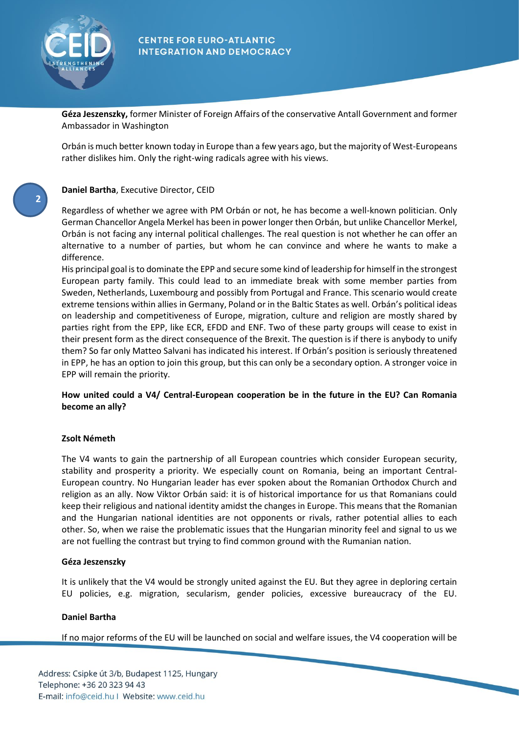**Géza Jeszenszky,** former Minister of Foreign Affairs of the conservative Antall Government and former Ambassador in Washington

Orbán is much better known today in Europe than a few years ago, but the majority of West-Europeans rather dislikes him. Only the right-wing radicals agree with his views.

**Daniel Bartha**, Executive Director, CEID

Regardless of whether we agree with PM Orbán or not, he has become a well-known politician. Only German Chancellor Angela Merkel has been in power longer then Orbán, but unlike Chancellor Merkel, Orbán is not facing any internal political challenges. The real question is not whether he can offer an alternative to a number of parties, but whom he can convince and where he wants to make a difference.
His principal goal is to dominate the EPP and secure some kind of leadership for himself in the strongest European party family. This could lead to an immediate break with some member parties from Sweden, Netherlands, Luxembourg and possibly from Portugal and France. This scenario would create extreme tensions within allies in Germany, Poland or in the Baltic States as well. Orbán's political ideas on leadership and competitiveness of Europe, migration, culture and religion are mostly shared by parties right from the EPP, like ECR, EFDD and ENF. Two of these party groups will cease to exist in their present form as the direct consequence of the Brexit. The question is if there is anybody to unify them? So far only Matteo Salvani has indicated his interest. If Orbán's position is seriously threatened in EPP, he has an option to join this group, but this can only be a secondary option. A stronger voice in EPP will remain the priority.

**How united could a V4/ Central-European cooperation be in the future in the EU? Can Romania become an ally?**

**Zsolt Németh**

The V4 wants to gain the partnership of all European countries which consider European security, stability and prosperity a priority. We especially count on Romania, being an important Central-European country. No Hungarian leader has ever spoken about the Romanian Orthodox Church and religion as an ally. Now Viktor Orbán said: it is of historical importance for us that Romanians could keep their religious and national identity amidst the changes in Europe. This means that the Romanian and the Hungarian national identities are not opponents or rivals, rather potential allies to each other. So, when we raise the problematic issues that the Hungarian minority feel and signal to us we are not fuelling the contrast but trying to find common ground with the Rumanian nation.

**Géza Jeszenszky**

It is unlikely that the V4 would be strongly united against the EU. But they agree in deploring certain EU policies, e.g. migration, secularism, gender policies, excessive bureaucracy of the EU.

**Daniel Bartha**

If no major reforms of the EU will be launched on social and welfare issues, the V4 cooperation will be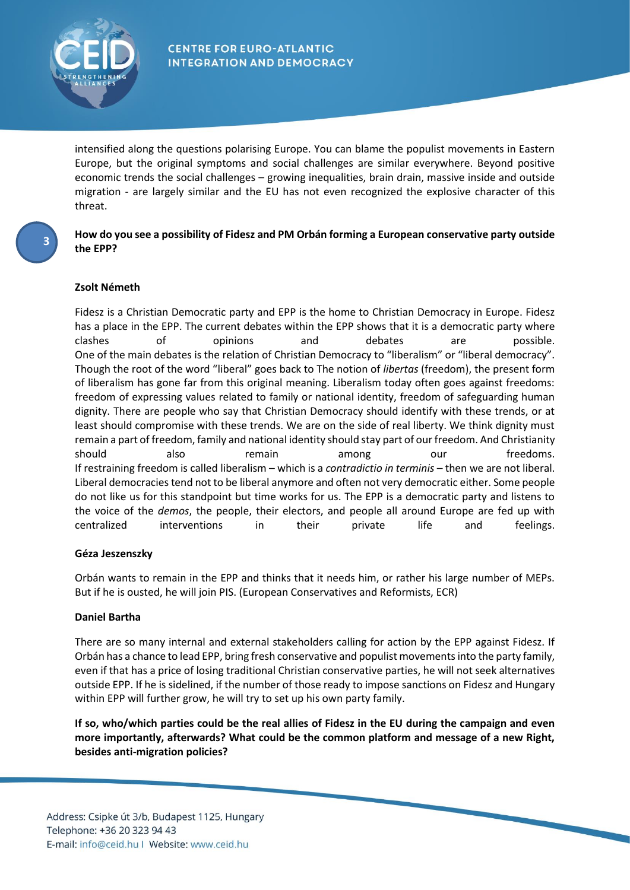intensified along the questions polarising Europe. You can blame the populist movements in Eastern Europe, but the original symptoms and social challenges are similar everywhere. Beyond positive economic trends the social challenges – growing inequalities, brain drain, massive inside and outside migration - are largely similar and the EU has not even recognized the explosive character of this threat.

**How do you see a possibility of Fidesz and PM Orbán forming a European conservative party outside the EPP?**

**Zsolt Németh**

Fidesz is a Christian Democratic party and EPP is the home to Christian Democracy in Europe. Fidesz has a place in the EPP. The current debates within the EPP shows that it is a democratic party where clashes of opinions and debates are possible.
One of the main debates is the relation of Christian Democracy to "liberalism" or "liberal democracy". Though the root of the word "liberal" goes back to The notion of *libertas* (freedom), the present form of liberalism has gone far from this original meaning. Liberalism today often goes against freedoms: freedom of expressing values related to family or national identity, freedom of safeguarding human dignity. There are people who say that Christian Democracy should identify with these trends, or at least should compromise with these trends. We are on the side of real liberty. We think dignity must remain a part of freedom, family and national identity should stay part of our freedom. And Christianity should also remain among our freedoms.
If restraining freedom is called liberalism – which is a *contradictio in terminis* – then we are not liberal. Liberal democracies tend not to be liberal anymore and often not very democratic either. Some people do not like us for this standpoint but time works for us. The EPP is a democratic party and listens to the voice of the *demos*, the people, their electors, and people all around Europe are fed up with centralized interventions in their private life and feelings.

**Géza Jeszenszky**

Orbán wants to remain in the EPP and thinks that it needs him, or rather his large number of MEPs. But if he is ousted, he will join PIS. (European Conservatives and Reformists, ECR)

**Daniel Bartha**

There are so many internal and external stakeholders calling for action by the EPP against Fidesz. If Orbán has a chance to lead EPP, bring fresh conservative and populist movements into the party family, even if that has a price of losing traditional Christian conservative parties, he will not seek alternatives outside EPP. If he is sidelined, if the number of those ready to impose sanctions on Fidesz and Hungary within EPP will further grow, he will try to set up his own party family.

**If so, who/which parties could be the real allies of Fidesz in the EU during the campaign and even more importantly, afterwards? What could be the common platform and message of a new Right, besides anti-migration policies?**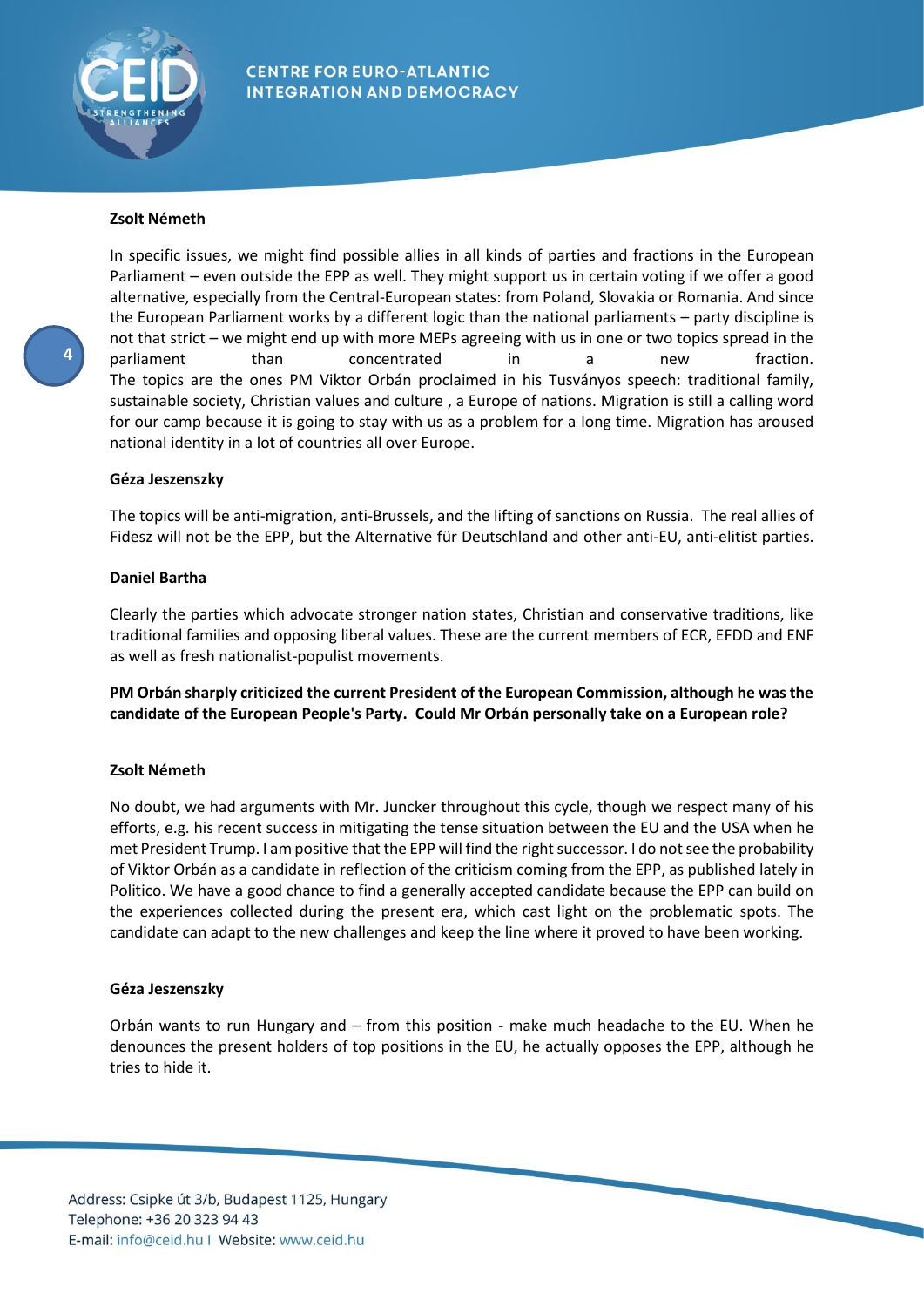**Zsolt Németh**

In specific issues, we might find possible allies in all kinds of parties and fractions in the European Parliament – even outside the EPP as well. They might support us in certain voting if we offer a good alternative, especially from the Central-European states: from Poland, Slovakia or Romania. And since the European Parliament works by a different logic than the national parliaments – party discipline is not that strict – we might end up with more MEPs agreeing with us in one or two topics spread in the parliament than concentrated in a new fraction.
The topics are the ones PM Viktor Orbán proclaimed in his Tusványos speech: traditional family, sustainable society, Christian values and culture , a Europe of nations. Migration is still a calling word for our camp because it is going to stay with us as a problem for a long time. Migration has aroused national identity in a lot of countries all over Europe.

**Géza Jeszenszky**

The topics will be anti-migration, anti-Brussels, and the lifting of sanctions on Russia. The real allies of Fidesz will not be the EPP, but the Alternative für Deutschland and other anti-EU, anti-elitist parties.

**Daniel Bartha**

Clearly the parties which advocate stronger nation states, Christian and conservative traditions, like traditional families and opposing liberal values. These are the current members of ECR, EFDD and ENF as well as fresh nationalist-populist movements.

**PM Orbán sharply criticized the current President of the European Commission, although he was the candidate of the European People's Party. Could Mr Orbán personally take on a European role?**

**Zsolt Németh**

No doubt, we had arguments with Mr. Juncker throughout this cycle, though we respect many of his efforts, e.g. his recent success in mitigating the tense situation between the EU and the USA when he met President Trump. I am positive that the EPP will find the right successor. I do not see the probability of Viktor Orbán as a candidate in reflection of the criticism coming from the EPP, as published lately in Politico. We have a good chance to find a generally accepted candidate because the EPP can build on the experiences collected during the present era, which cast light on the problematic spots. The candidate can adapt to the new challenges and keep the line where it proved to have been working.

**Géza Jeszenszky**

Orbán wants to run Hungary and – from this position - make much headache to the EU. When he denounces the present holders of top positions in the EU, he actually opposes the EPP, although he tries to hide it.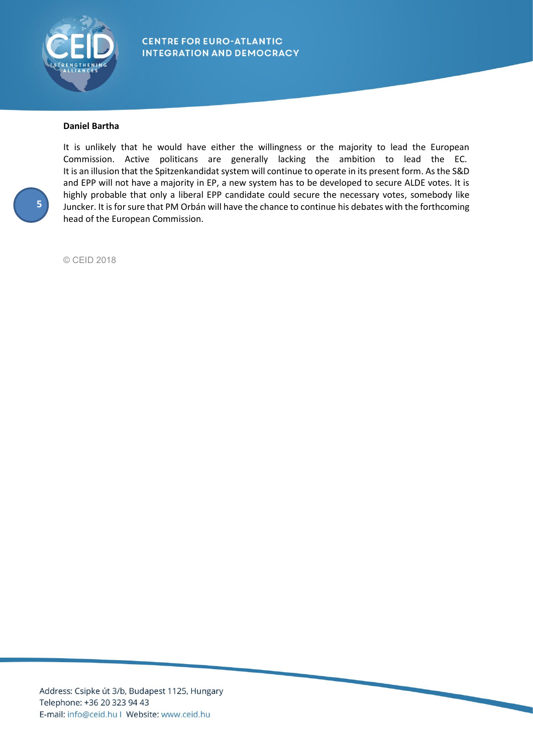**Daniel Bartha**

It is unlikely that he would have either the willingness or the majority to lead the European Commission. Active politicans are generally lacking the ambition to lead the EC. It is an illusion that the Spitzenkandidat system will continue to operate in its present form. As the S&D and EPP will not have a majority in EP, a new system has to be developed to secure ALDE votes. It is highly probable that only a liberal EPP candidate could secure the necessary votes, somebody like Juncker. It is for sure that PM Orbán will have the chance to continue his debates with the forthcoming head of the European Commission.

© CEID 2018